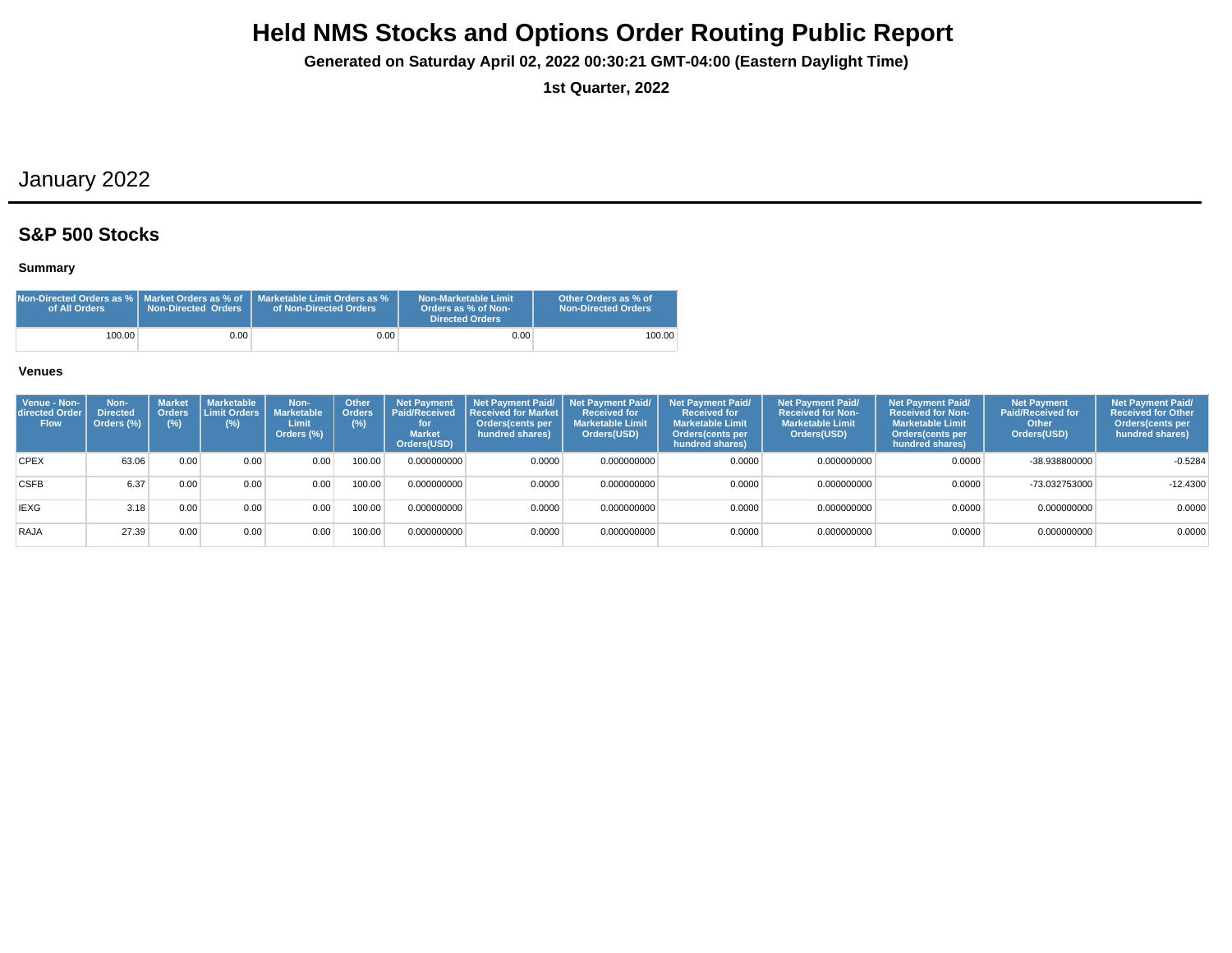# Held NMS Stocks and Options Order Routing Public Report

**Generated on Saturday April 02, 2022 00:30:21 GMT-04:00 (Eastern Daylight Time)**

**1st Quarter, 2022**

## January 2022

### S&P 500 Stocks

#### Summary

| Non-Directed Orders as % of All Orders | Market Orders as % of Non-Directed Orders | Marketable Limit Orders as % of Non-Directed Orders | Non-Marketable Limit Orders as % of Non-Directed Orders | Other Orders as % of Non-Directed Orders |
|---|---|---|---|---|
| 100.00 | 0.00 | 0.00 | 0.00 | 100.00 |

#### Venues

| Venue - Non-directed Order Flow | Non-Directed Orders (%) | Market Orders (%) | Marketable Limit Orders (%) | Non-Marketable Limit Orders (%) | Other Orders (%) | Net Payment Paid/Received for Market Orders(USD) | Net Payment Paid/ Received for Market Orders(cents per hundred shares) | Net Payment Paid/ Received for Marketable Limit Orders(USD) | Net Payment Paid/ Received for Marketable Limit Orders(cents per hundred shares) | Net Payment Paid/ Received for Non-Marketable Limit Orders(USD) | Net Payment Paid/ Received for Non-Marketable Limit Orders(cents per hundred shares) | Net Payment Paid/Received for Other Orders(USD) | Net Payment Paid/ Received for Other Orders(cents per hundred shares) |
|---|---|---|---|---|---|---|---|---|---|---|---|---|---|
| CPEX | 63.06 | 0.00 | 0.00 | 0.00 | 100.00 | 0.000000000 | 0.0000 | 0.000000000 | 0.0000 | 0.000000000 | 0.0000 | -38.938800000 | -0.5284 |
| CSFB | 6.37 | 0.00 | 0.00 | 0.00 | 100.00 | 0.000000000 | 0.0000 | 0.000000000 | 0.0000 | 0.000000000 | 0.0000 | -73.032753000 | -12.4300 |
| IEXG | 3.18 | 0.00 | 0.00 | 0.00 | 100.00 | 0.000000000 | 0.0000 | 0.000000000 | 0.0000 | 0.000000000 | 0.0000 | 0.000000000 | 0.0000 |
| RAJA | 27.39 | 0.00 | 0.00 | 0.00 | 100.00 | 0.000000000 | 0.0000 | 0.000000000 | 0.0000 | 0.000000000 | 0.0000 | 0.000000000 | 0.0000 |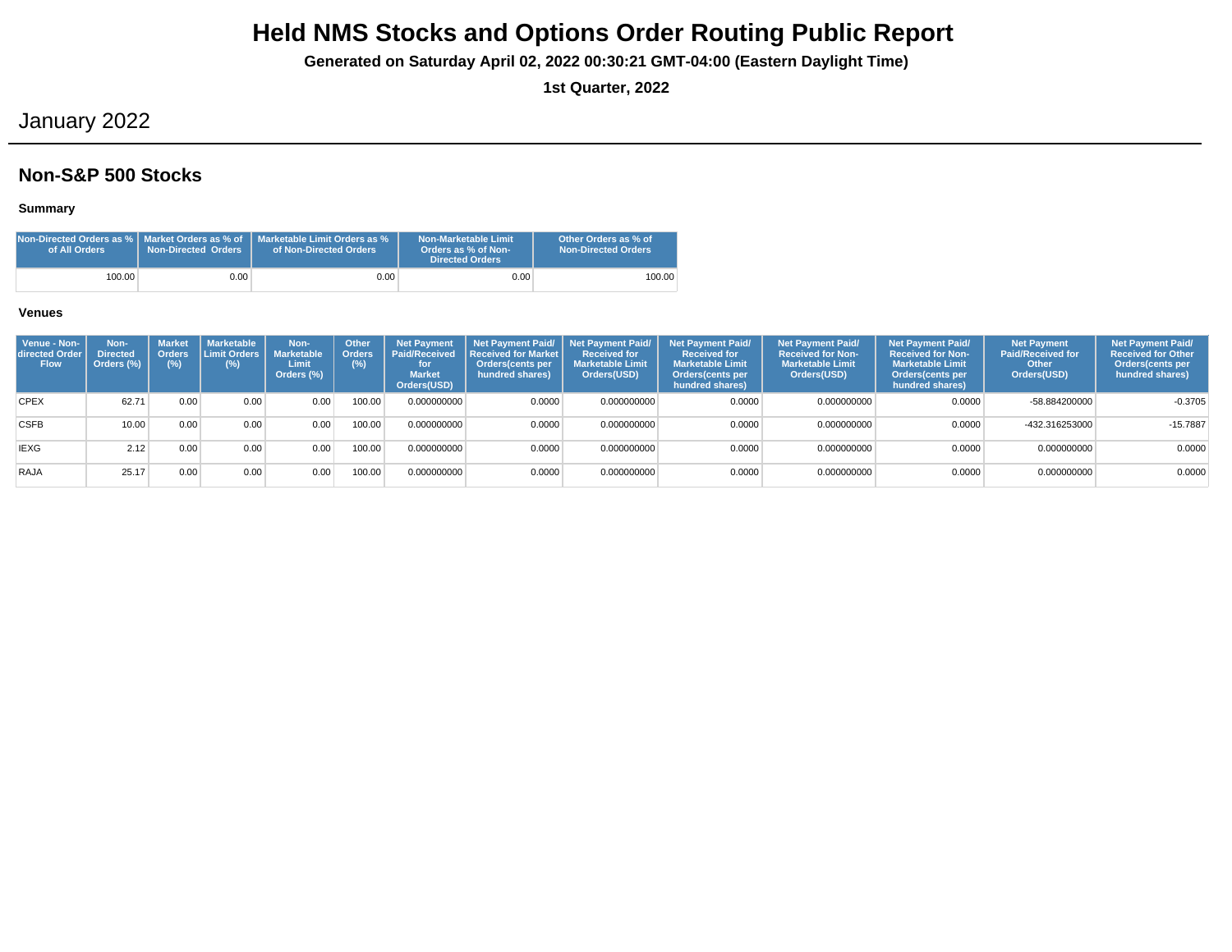# Held NMS Stocks and Options Order Routing Public Report

**Generated on Saturday April 02, 2022 00:30:21 GMT-04:00 (Eastern Daylight Time)**

**1st Quarter, 2022**

## January 2022

### Non-S&P 500 Stocks

#### Summary

| Non-Directed Orders as % of All Orders | Market Orders as % of Non-Directed Orders | Marketable Limit Orders as % of Non-Directed Orders | Non-Marketable Limit Orders as % of Non-Directed Orders | Other Orders as % of Non-Directed Orders |
|---|---|---|---|---|
| 100.00 | 0.00 | 0.00 | 0.00 | 100.00 |

#### Venues

| Venue - Non-directed Order Flow | Non-Directed Orders (%) | Market Orders (%) | Marketable Limit Orders (%) | Non-Marketable Limit Orders (%) | Other Orders (%) | Net Payment Paid/Received for Market Orders(USD) | Net Payment Paid/ Received for Market Orders(cents per hundred shares) | Net Payment Paid/ Received for Marketable Limit Orders(USD) | Net Payment Paid/ Received for Marketable Limit Orders(cents per hundred shares) | Net Payment Paid/ Received for Non-Marketable Limit Orders(USD) | Net Payment Paid/ Received for Non-Marketable Limit Orders(cents per hundred shares) | Net Payment Paid/Received for Other Orders(USD) | Net Payment Paid/ Received for Other Orders(cents per hundred shares) |
|---|---|---|---|---|---|---|---|---|---|---|---|---|---|
| CPEX | 62.71 | 0.00 | 0.00 | 0.00 | 100.00 | 0.000000000 | 0.0000 | 0.000000000 | 0.0000 | 0.000000000 | 0.0000 | -58.884200000 | -0.3705 |
| CSFB | 10.00 | 0.00 | 0.00 | 0.00 | 100.00 | 0.000000000 | 0.0000 | 0.000000000 | 0.0000 | 0.000000000 | 0.0000 | -432.316253000 | -15.7887 |
| IEXG | 2.12 | 0.00 | 0.00 | 0.00 | 100.00 | 0.000000000 | 0.0000 | 0.000000000 | 0.0000 | 0.000000000 | 0.0000 | 0.000000000 | 0.0000 |
| RAJA | 25.17 | 0.00 | 0.00 | 0.00 | 100.00 | 0.000000000 | 0.0000 | 0.000000000 | 0.0000 | 0.000000000 | 0.0000 | 0.000000000 | 0.0000 |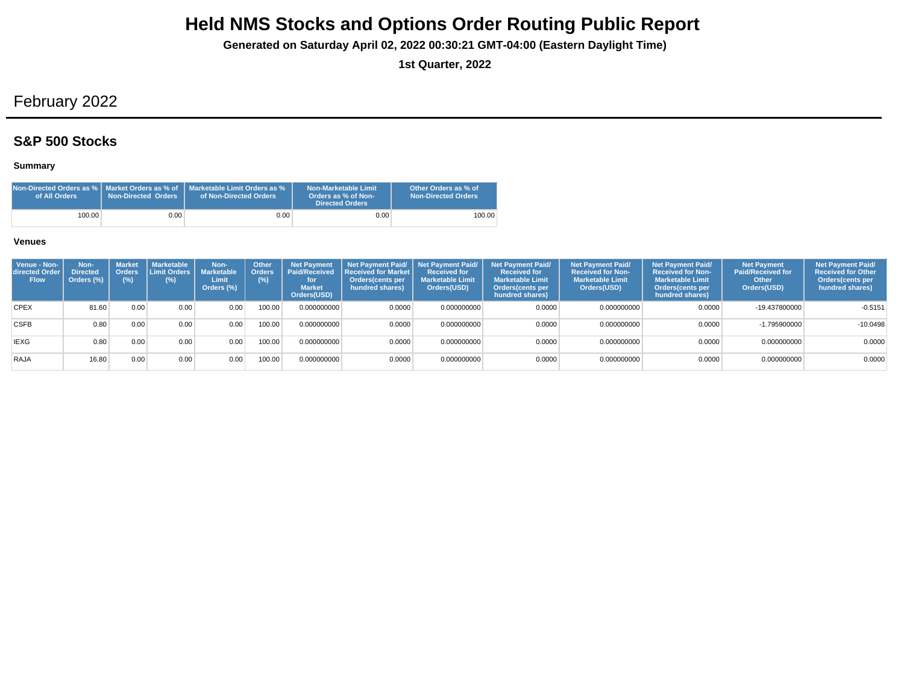# Held NMS Stocks and Options Order Routing Public Report

**Generated on Saturday April 02, 2022 00:30:21 GMT-04:00 (Eastern Daylight Time)**

**1st Quarter, 2022**

## February 2022

### S&P 500 Stocks

#### Summary

| Non-Directed Orders as % of All Orders | Market Orders as % of Non-Directed Orders | Marketable Limit Orders as % of Non-Directed Orders | Non-Marketable Limit Orders as % of Non-Directed Orders | Other Orders as % of Non-Directed Orders |
|---|---|---|---|---|
| 100.00 | 0.00 | 0.00 | 0.00 | 100.00 |

#### Venues

| Venue - Non-directed Order Flow | Non-Directed Orders (%) | Market Orders (%) | Marketable Limit Orders (%) | Non-Marketable Limit Orders (%) | Other Orders (%) | Net Payment Paid/Received for Market Orders(USD) | Net Payment Paid/ Received for Market Orders(cents per hundred shares) | Net Payment Paid/ Received for Marketable Limit Orders(USD) | Net Payment Paid/ Received for Marketable Limit Orders(cents per hundred shares) | Net Payment Paid/ Received for Non-Marketable Limit Orders(USD) | Net Payment Paid/ Received for Non-Marketable Limit Orders(cents per hundred shares) | Net Payment Paid/Received for Other Orders(USD) | Net Payment Paid/ Received for Other Orders(cents per hundred shares) |
|---|---|---|---|---|---|---|---|---|---|---|---|---|---|
| CPEX | 81.60 | 0.00 | 0.00 | 0.00 | 100.00 | 0.000000000 | 0.0000 | 0.000000000 | 0.0000 | 0.000000000 | 0.0000 | -19.437800000 | -0.5151 |
| CSFB | 0.80 | 0.00 | 0.00 | 0.00 | 100.00 | 0.000000000 | 0.0000 | 0.000000000 | 0.0000 | 0.000000000 | 0.0000 | -1.795900000 | -10.0498 |
| IEXG | 0.80 | 0.00 | 0.00 | 0.00 | 100.00 | 0.000000000 | 0.0000 | 0.000000000 | 0.0000 | 0.000000000 | 0.0000 | 0.000000000 | 0.0000 |
| RAJA | 16.80 | 0.00 | 0.00 | 0.00 | 100.00 | 0.000000000 | 0.0000 | 0.000000000 | 0.0000 | 0.000000000 | 0.0000 | 0.000000000 | 0.0000 |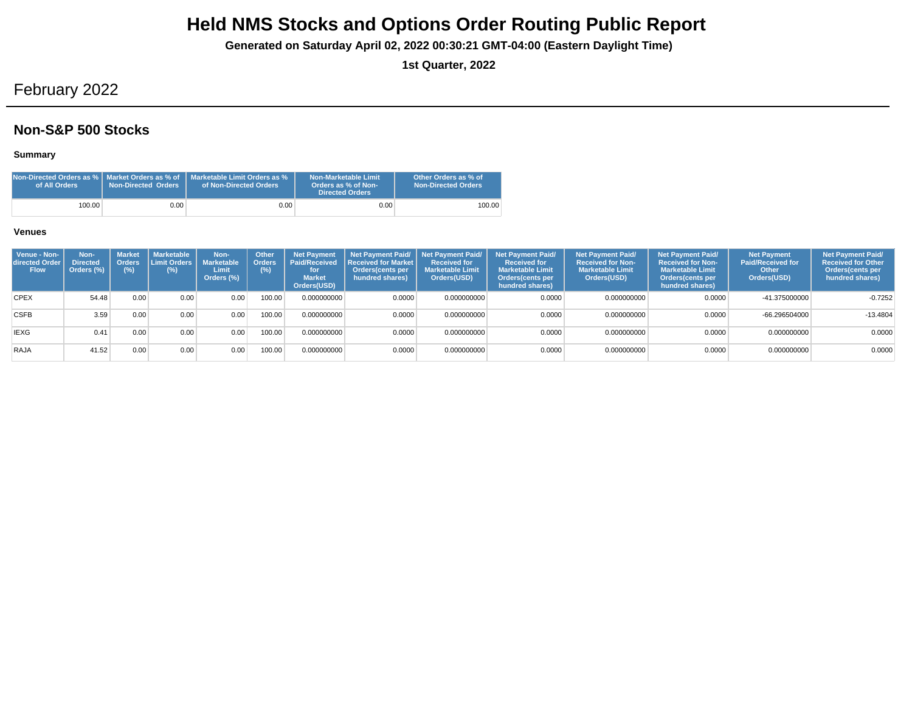# Held NMS Stocks and Options Order Routing Public Report

**Generated on Saturday April 02, 2022 00:30:21 GMT-04:00 (Eastern Daylight Time)**

**1st Quarter, 2022**

## February 2022

## Non-S&P 500 Stocks

### Summary

| Non-Directed Orders as % of All Orders | Market Orders as % of Non-Directed Orders | Marketable Limit Orders as % of Non-Directed Orders | Non-Marketable Limit Orders as % of Non-Directed Orders | Other Orders as % of Non-Directed Orders |
|---|---|---|---|---|
| 100.00 | 0.00 | 0.00 | 0.00 | 100.00 |

### Venues

| Venue - Non-directed Order Flow | Non-Directed Orders (%) | Market Orders (%) | Marketable Limit Orders (%) | Non-Marketable Limit Orders (%) | Other Orders (%) | Net Payment Paid/Received for Market Orders(USD) | Net Payment Paid/ Received for Market Orders(cents per hundred shares) | Net Payment Paid/ Received for Marketable Limit Orders(USD) | Net Payment Paid/ Received for Marketable Limit Orders(cents per hundred shares) | Net Payment Paid/ Received for Non-Marketable Limit Orders(USD) | Net Payment Paid/ Received for Non-Marketable Limit Orders(cents per hundred shares) | Net Payment Paid/Received for Other Orders(USD) | Net Payment Paid/ Received for Other Orders(cents per hundred shares) |
|---|---|---|---|---|---|---|---|---|---|---|---|---|---|
| CPEX | 54.48 | 0.00 | 0.00 | 0.00 | 100.00 | 0.000000000 | 0.0000 | 0.000000000 | 0.0000 | 0.000000000 | 0.0000 | -41.375000000 | -0.7252 |
| CSFB | 3.59 | 0.00 | 0.00 | 0.00 | 100.00 | 0.000000000 | 0.0000 | 0.000000000 | 0.0000 | 0.000000000 | 0.0000 | -66.296504000 | -13.4804 |
| IEXG | 0.41 | 0.00 | 0.00 | 0.00 | 100.00 | 0.000000000 | 0.0000 | 0.000000000 | 0.0000 | 0.000000000 | 0.0000 | 0.000000000 | 0.0000 |
| RAJA | 41.52 | 0.00 | 0.00 | 0.00 | 100.00 | 0.000000000 | 0.0000 | 0.000000000 | 0.0000 | 0.000000000 | 0.0000 | 0.000000000 | 0.0000 |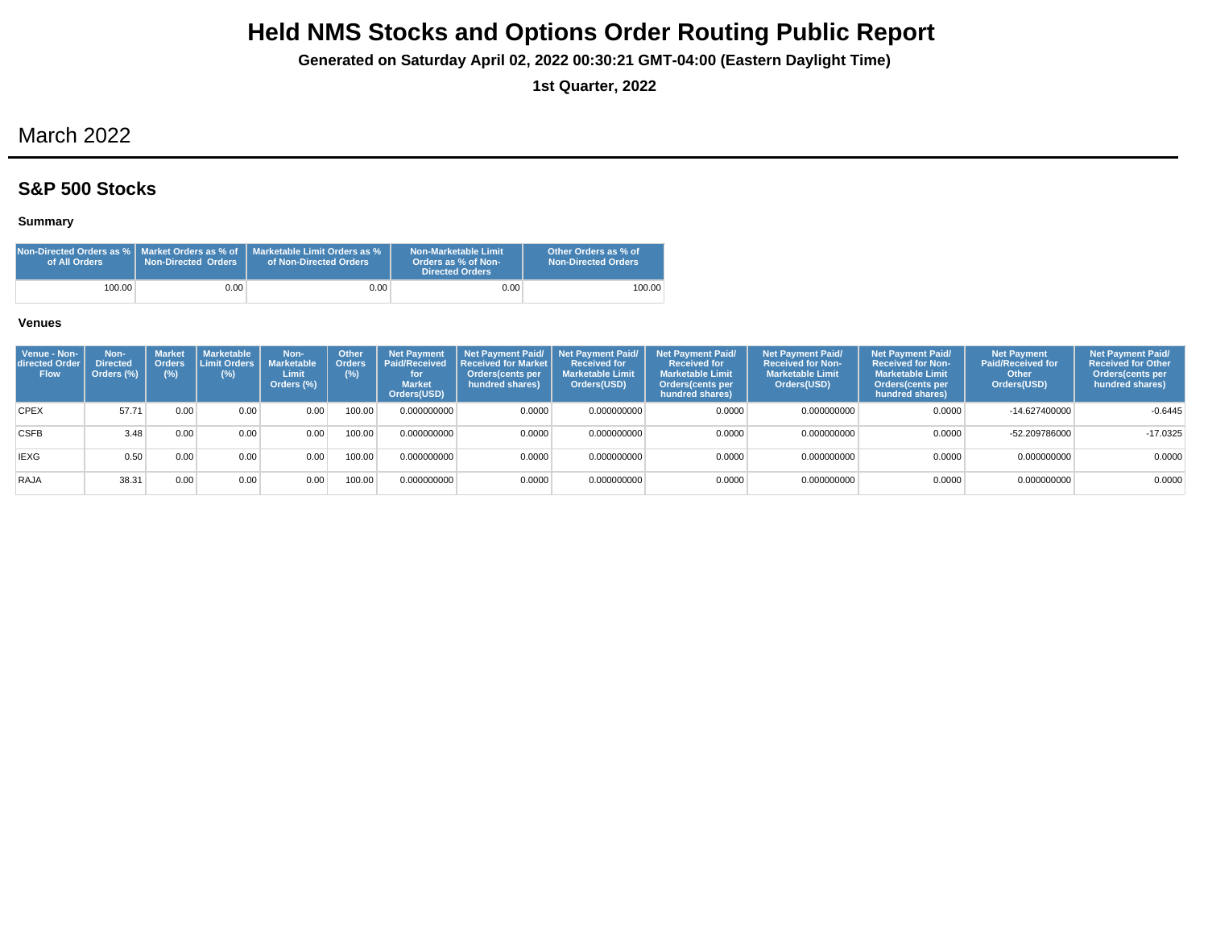# Held NMS Stocks and Options Order Routing Public Report

**Generated on Saturday April 02, 2022 00:30:21 GMT-04:00 (Eastern Daylight Time)**

**1st Quarter, 2022**

## March 2022

### S&P 500 Stocks

#### Summary

| Non-Directed Orders as % of All Orders | Market Orders as % of Non-Directed Orders | Marketable Limit Orders as % of Non-Directed Orders | Non-Marketable Limit Orders as % of Non-Directed Orders | Other Orders as % of Non-Directed Orders |
|---|---|---|---|---|
| 100.00 | 0.00 | 0.00 | 0.00 | 100.00 |

#### Venues

| Venue - Non-directed Order Flow | Non-Directed Orders (%) | Market Orders (%) | Marketable Limit Orders (%) | Non-Marketable Limit Orders (%) | Other Orders (%) | Net Payment Paid/Received for Market Orders(USD) | Net Payment Paid/ Received for Market Orders(cents per hundred shares) | Net Payment Paid/ Received for Marketable Limit Orders(USD) | Net Payment Paid/ Received for Marketable Limit Orders(cents per hundred shares) | Net Payment Paid/ Received for Non-Marketable Limit Orders(USD) | Net Payment Paid/ Received for Non-Marketable Limit Orders(cents per hundred shares) | Net Payment Paid/Received for Other Orders(USD) | Net Payment Paid/ Received for Other Orders(cents per hundred shares) |
|---|---|---|---|---|---|---|---|---|---|---|---|---|---|
| CPEX | 57.71 | 0.00 | 0.00 | 0.00 | 100.00 | 0.000000000 | 0.0000 | 0.000000000 | 0.0000 | 0.000000000 | 0.0000 | -14.627400000 | -0.6445 |
| CSFB | 3.48 | 0.00 | 0.00 | 0.00 | 100.00 | 0.000000000 | 0.0000 | 0.000000000 | 0.0000 | 0.000000000 | 0.0000 | -52.209786000 | -17.0325 |
| IEXG | 0.50 | 0.00 | 0.00 | 0.00 | 100.00 | 0.000000000 | 0.0000 | 0.000000000 | 0.0000 | 0.000000000 | 0.0000 | 0.000000000 | 0.0000 |
| RAJA | 38.31 | 0.00 | 0.00 | 0.00 | 100.00 | 0.000000000 | 0.0000 | 0.000000000 | 0.0000 | 0.000000000 | 0.0000 | 0.000000000 | 0.0000 |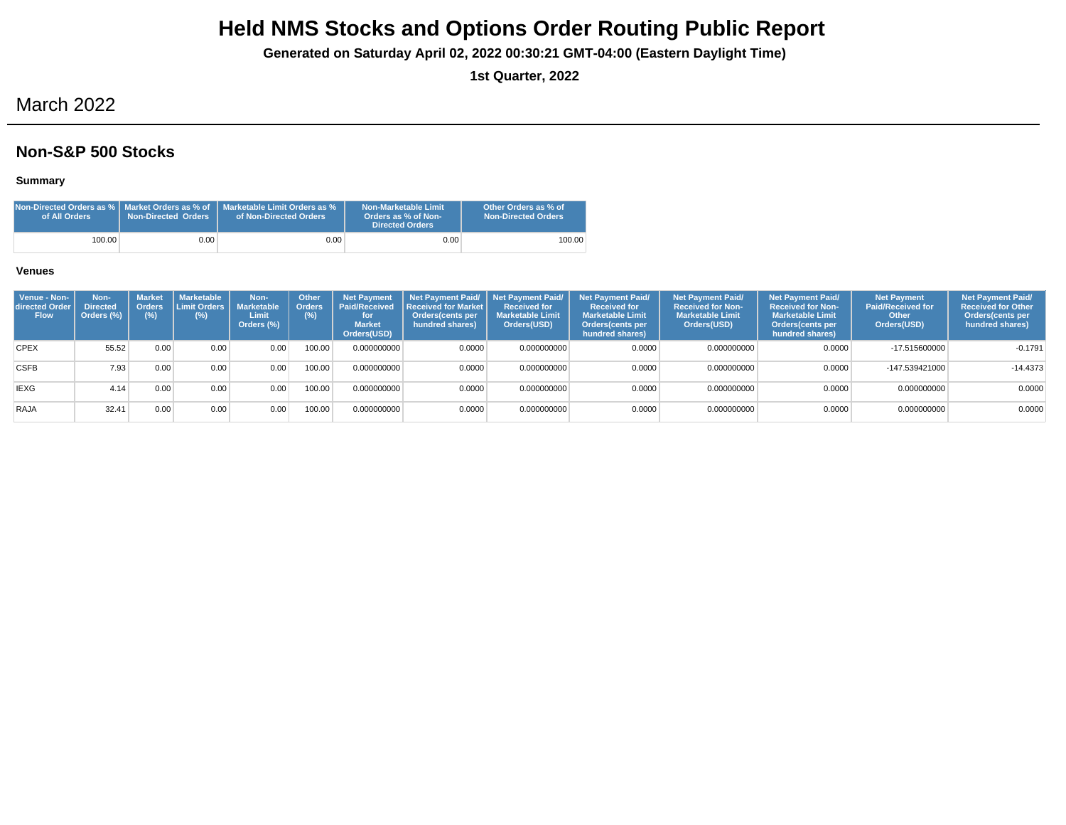# Held NMS Stocks and Options Order Routing Public Report

**Generated on Saturday April 02, 2022 00:30:21 GMT-04:00 (Eastern Daylight Time)**

**1st Quarter, 2022**

## March 2022

## Non-S&P 500 Stocks

### Summary

| Non-Directed Orders as % of All Orders | Market Orders as % of Non-Directed Orders | Marketable Limit Orders as % of Non-Directed Orders | Non-Marketable Limit Orders as % of Non-Directed Orders | Other Orders as % of Non-Directed Orders |
|---|---|---|---|---|
| 100.00 | 0.00 | 0.00 | 0.00 | 100.00 |

### Venues

| Venue - Non-directed Order Flow | Non-Directed Orders (%) | Market Orders (%) | Marketable Limit Orders (%) | Non-Marketable Limit Orders (%) | Other Orders (%) | Net Payment Paid/Received for Market Orders(USD) | Net Payment Paid/ Received for Market Orders(cents per hundred shares) | Net Payment Paid/ Received for Marketable Limit Orders(USD) | Net Payment Paid/ Received for Marketable Limit Orders(cents per hundred shares) | Net Payment Paid/ Received for Non-Marketable Limit Orders(USD) | Net Payment Paid/ Received for Non-Marketable Limit Orders(cents per hundred shares) | Net Payment Paid/Received for Other Orders(USD) | Net Payment Paid/ Received for Other Orders(cents per hundred shares) |
|---|---|---|---|---|---|---|---|---|---|---|---|---|---|
| CPEX | 55.52 | 0.00 | 0.00 | 0.00 | 100.00 | 0.000000000 | 0.0000 | 0.000000000 | 0.0000 | 0.000000000 | 0.0000 | -17.515600000 | -0.1791 |
| CSFB | 7.93 | 0.00 | 0.00 | 0.00 | 100.00 | 0.000000000 | 0.0000 | 0.000000000 | 0.0000 | 0.000000000 | 0.0000 | -147.539421000 | -14.4373 |
| IEXG | 4.14 | 0.00 | 0.00 | 0.00 | 100.00 | 0.000000000 | 0.0000 | 0.000000000 | 0.0000 | 0.000000000 | 0.0000 | 0.000000000 | 0.0000 |
| RAJA | 32.41 | 0.00 | 0.00 | 0.00 | 100.00 | 0.000000000 | 0.0000 | 0.000000000 | 0.0000 | 0.000000000 | 0.0000 | 0.000000000 | 0.0000 |